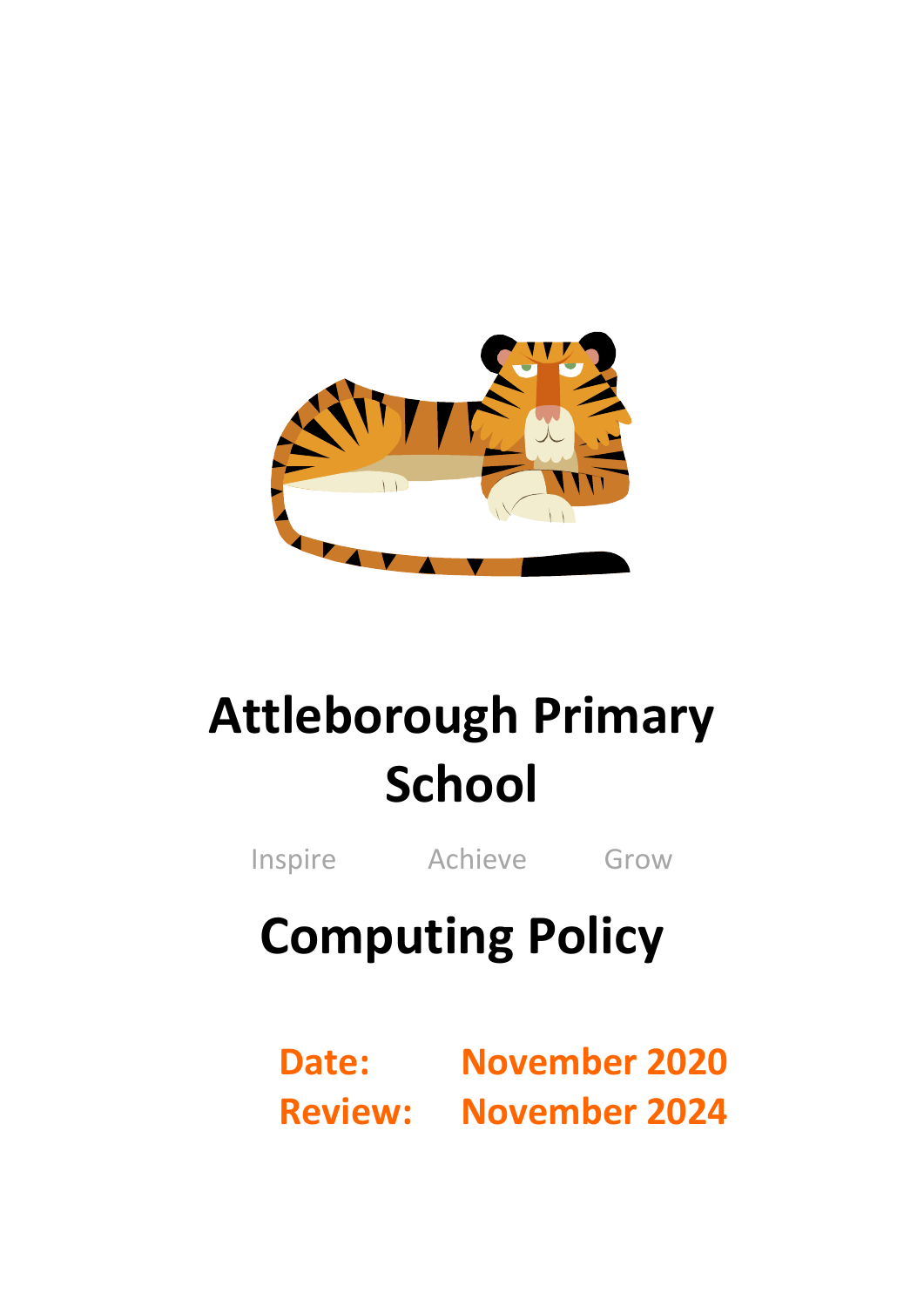# Attleborough Primary School

Inspire Achieve Grow

# Computing Policy

**Date:** November 2020
**Review:** November 2024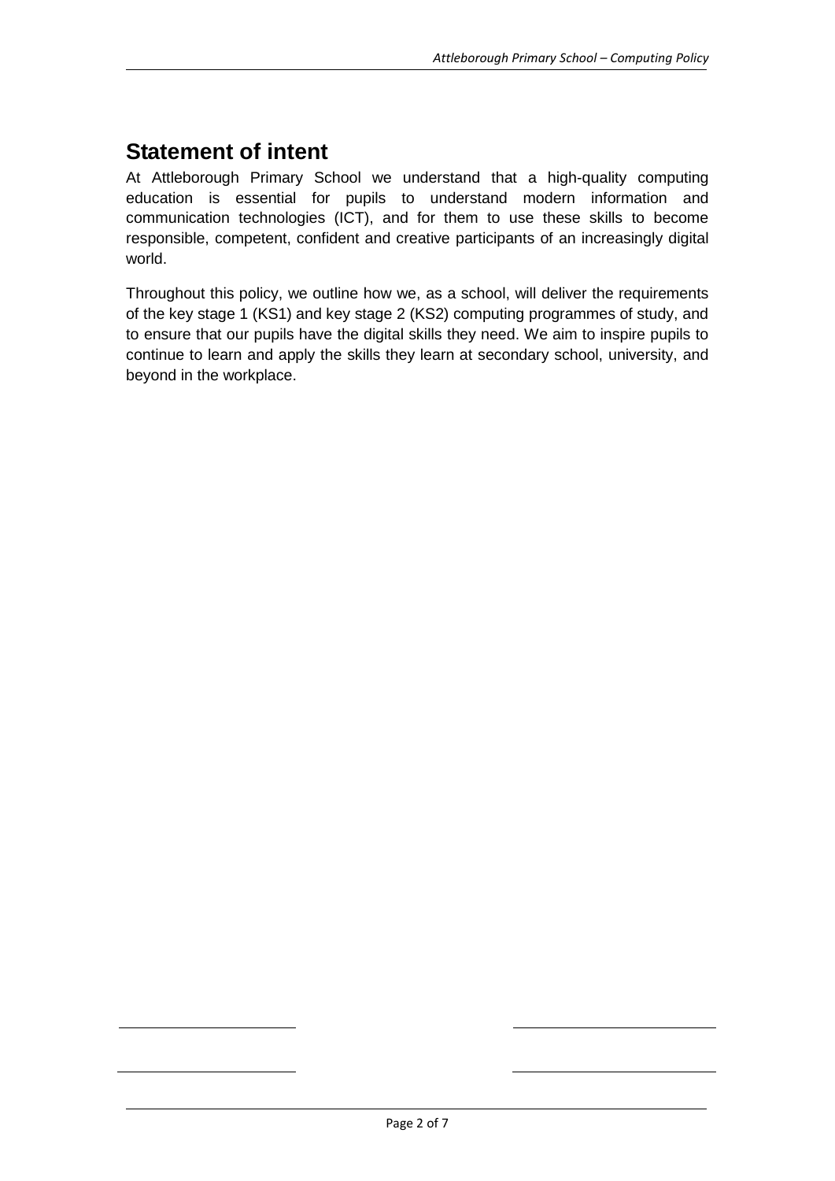## Statement of intent

At Attleborough Primary School we understand that a high-quality computing education is essential for pupils to understand modern information and communication technologies (ICT), and for them to use these skills to become responsible, competent, confident and creative participants of an increasingly digital world.

Throughout this policy, we outline how we, as a school, will deliver the requirements of the key stage 1 (KS1) and key stage 2 (KS2) computing programmes of study, and to ensure that our pupils have the digital skills they need. We aim to inspire pupils to continue to learn and apply the skills they learn at secondary school, university, and beyond in the workplace.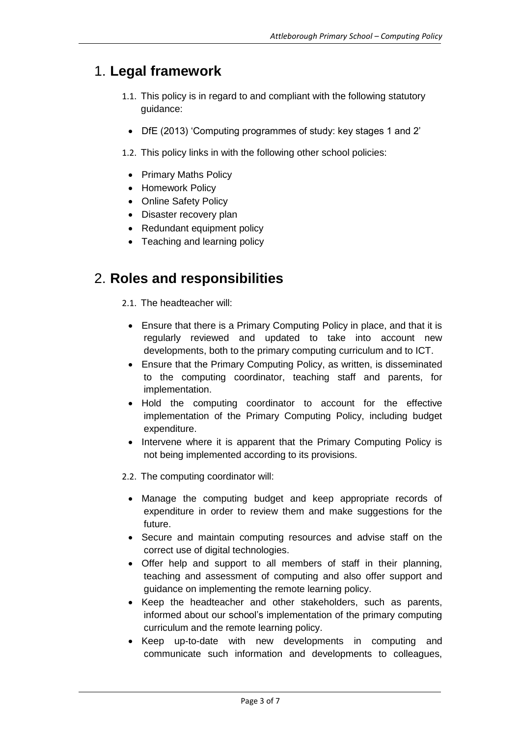# 1. **Legal framework**

1.1. This policy is in regard to and compliant with the following statutory guidance:

- DfE (2013) 'Computing programmes of study: key stages 1 and 2'

1.2. This policy links in with the following other school policies:

- Primary Maths Policy
- Homework Policy
- Online Safety Policy
- Disaster recovery plan
- Redundant equipment policy
- Teaching and learning policy

# 2. **Roles and responsibilities**

2.1. The headteacher will:

- Ensure that there is a Primary Computing Policy in place, and that it is regularly reviewed and updated to take into account new developments, both to the primary computing curriculum and to ICT.
- Ensure that the Primary Computing Policy, as written, is disseminated to the computing coordinator, teaching staff and parents, for implementation.
- Hold the computing coordinator to account for the effective implementation of the Primary Computing Policy, including budget expenditure.
- Intervene where it is apparent that the Primary Computing Policy is not being implemented according to its provisions.

2.2. The computing coordinator will:

- Manage the computing budget and keep appropriate records of expenditure in order to review them and make suggestions for the future.
- Secure and maintain computing resources and advise staff on the correct use of digital technologies.
- Offer help and support to all members of staff in their planning, teaching and assessment of computing and also offer support and guidance on implementing the remote learning policy.
- Keep the headteacher and other stakeholders, such as parents, informed about our school's implementation of the primary computing curriculum and the remote learning policy.
- Keep up-to-date with new developments in computing and communicate such information and developments to colleagues,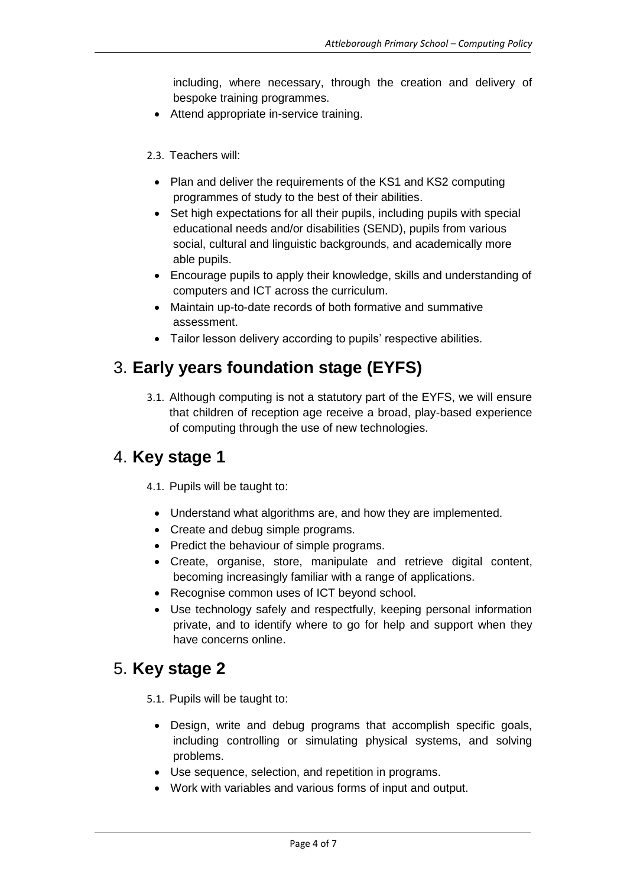including, where necessary, through the creation and delivery of bespoke training programmes.

- Attend appropriate in-service training.

2.3. Teachers will:

- Plan and deliver the requirements of the KS1 and KS2 computing programmes of study to the best of their abilities.
- Set high expectations for all their pupils, including pupils with special educational needs and/or disabilities (SEND), pupils from various social, cultural and linguistic backgrounds, and academically more able pupils.
- Encourage pupils to apply their knowledge, skills and understanding of computers and ICT across the curriculum.
- Maintain up-to-date records of both formative and summative assessment.
- Tailor lesson delivery according to pupils' respective abilities.

## 3. **Early years foundation stage (EYFS)**

3.1. Although computing is not a statutory part of the EYFS, we will ensure that children of reception age receive a broad, play-based experience of computing through the use of new technologies.

## 4. **Key stage 1**

4.1. Pupils will be taught to:

- Understand what algorithms are, and how they are implemented.
- Create and debug simple programs.
- Predict the behaviour of simple programs.
- Create, organise, store, manipulate and retrieve digital content, becoming increasingly familiar with a range of applications.
- Recognise common uses of ICT beyond school.
- Use technology safely and respectfully, keeping personal information private, and to identify where to go for help and support when they have concerns online.

## 5. **Key stage 2**

5.1. Pupils will be taught to:

- Design, write and debug programs that accomplish specific goals, including controlling or simulating physical systems, and solving problems.
- Use sequence, selection, and repetition in programs.
- Work with variables and various forms of input and output.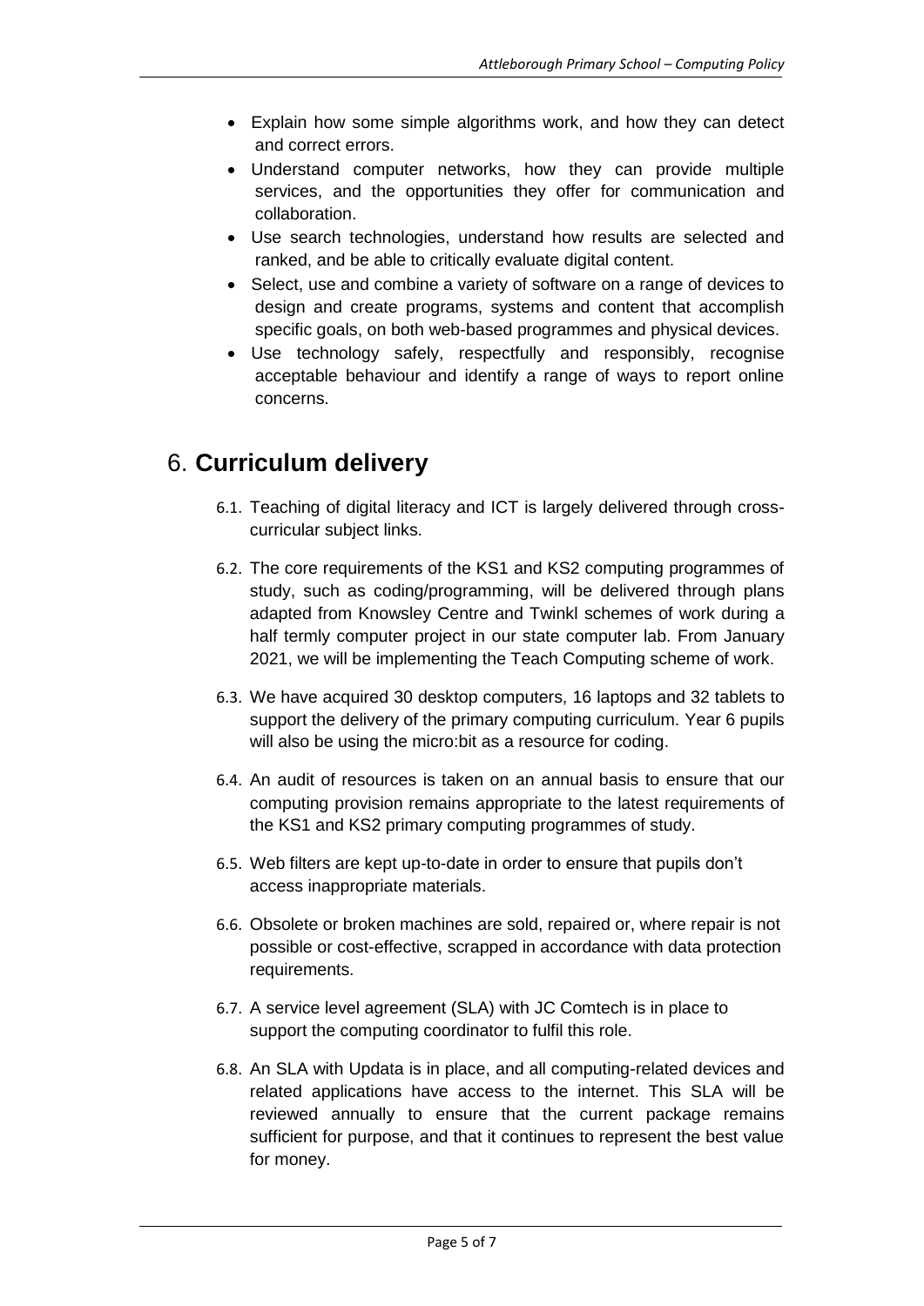- Explain how some simple algorithms work, and how they can detect and correct errors.
- Understand computer networks, how they can provide multiple services, and the opportunities they offer for communication and collaboration.
- Use search technologies, understand how results are selected and ranked, and be able to critically evaluate digital content.
- Select, use and combine a variety of software on a range of devices to design and create programs, systems and content that accomplish specific goals, on both web-based programmes and physical devices.
- Use technology safely, respectfully and responsibly, recognise acceptable behaviour and identify a range of ways to report online concerns.

# 6. **Curriculum delivery**

6.1. Teaching of digital literacy and ICT is largely delivered through cross-curricular subject links.

6.2. The core requirements of the KS1 and KS2 computing programmes of study, such as coding/programming, will be delivered through plans adapted from Knowsley Centre and Twinkl schemes of work during a half termly computer project in our state computer lab. From January 2021, we will be implementing the Teach Computing scheme of work.

6.3. We have acquired 30 desktop computers, 16 laptops and 32 tablets to support the delivery of the primary computing curriculum. Year 6 pupils will also be using the micro:bit as a resource for coding.

6.4. An audit of resources is taken on an annual basis to ensure that our computing provision remains appropriate to the latest requirements of the KS1 and KS2 primary computing programmes of study.

6.5. Web filters are kept up-to-date in order to ensure that pupils don't access inappropriate materials.

6.6. Obsolete or broken machines are sold, repaired or, where repair is not possible or cost-effective, scrapped in accordance with data protection requirements.

6.7. A service level agreement (SLA) with JC Comtech is in place to support the computing coordinator to fulfil this role.

6.8. An SLA with Updata is in place, and all computing-related devices and related applications have access to the internet. This SLA will be reviewed annually to ensure that the current package remains sufficient for purpose, and that it continues to represent the best value for money.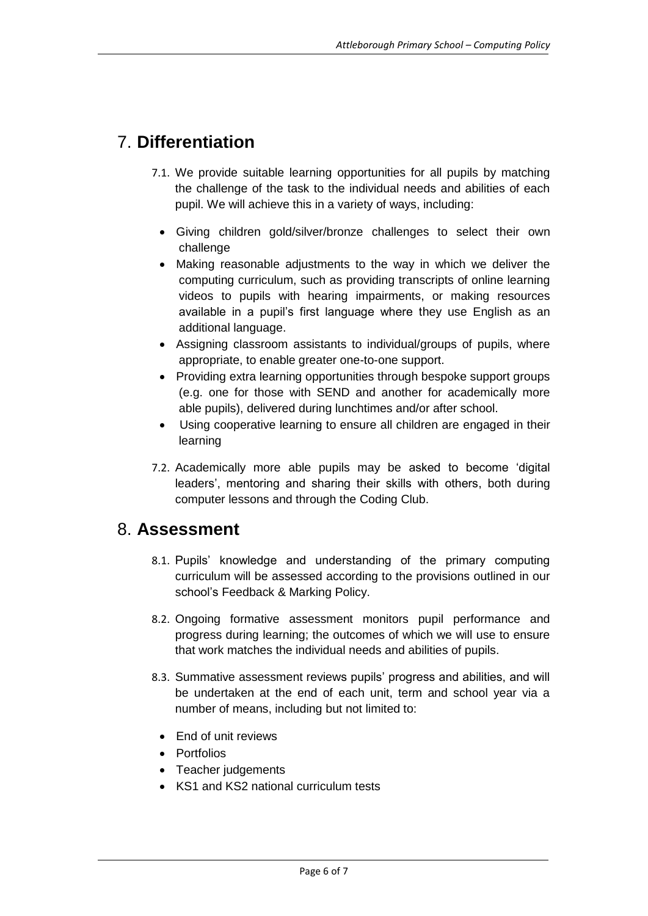## 7. **Differentiation**

7.1. We provide suitable learning opportunities for all pupils by matching the challenge of the task to the individual needs and abilities of each pupil. We will achieve this in a variety of ways, including:

- Giving children gold/silver/bronze challenges to select their own challenge
- Making reasonable adjustments to the way in which we deliver the computing curriculum, such as providing transcripts of online learning videos to pupils with hearing impairments, or making resources available in a pupil's first language where they use English as an additional language.
- Assigning classroom assistants to individual/groups of pupils, where appropriate, to enable greater one-to-one support.
- Providing extra learning opportunities through bespoke support groups (e.g. one for those with SEND and another for academically more able pupils), delivered during lunchtimes and/or after school.
- Using cooperative learning to ensure all children are engaged in their learning

7.2. Academically more able pupils may be asked to become 'digital leaders', mentoring and sharing their skills with others, both during computer lessons and through the Coding Club.

## 8. **Assessment**

8.1. Pupils' knowledge and understanding of the primary computing curriculum will be assessed according to the provisions outlined in our school's Feedback & Marking Policy.

8.2. Ongoing formative assessment monitors pupil performance and progress during learning; the outcomes of which we will use to ensure that work matches the individual needs and abilities of pupils.

8.3. Summative assessment reviews pupils' progress and abilities, and will be undertaken at the end of each unit, term and school year via a number of means, including but not limited to:

- End of unit reviews
- Portfolios
- Teacher judgements
- KS1 and KS2 national curriculum tests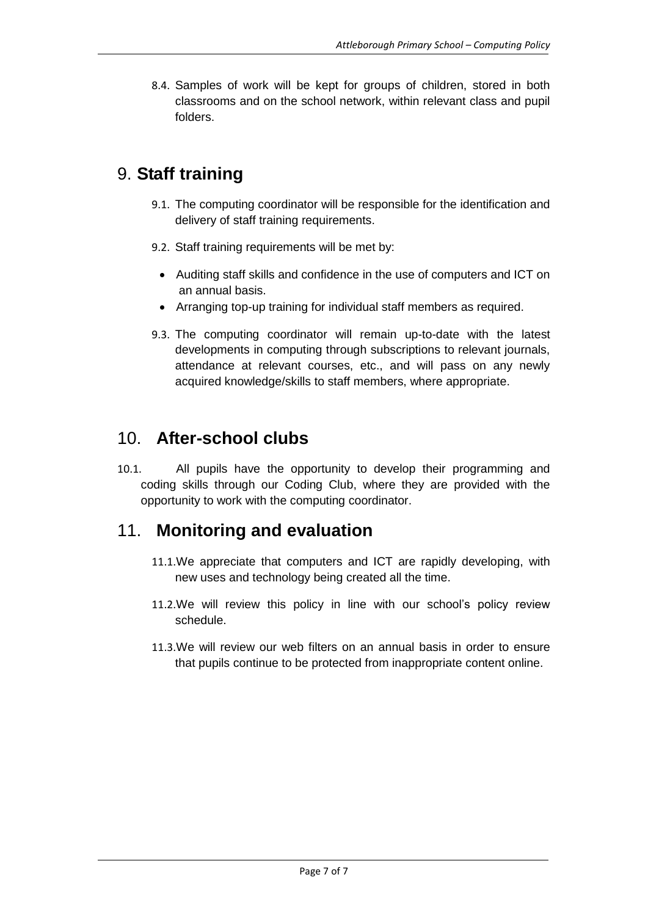8.4. Samples of work will be kept for groups of children, stored in both classrooms and on the school network, within relevant class and pupil folders.

## 9. **Staff training**

9.1. The computing coordinator will be responsible for the identification and delivery of staff training requirements.

9.2. Staff training requirements will be met by:

- Auditing staff skills and confidence in the use of computers and ICT on an annual basis.
- Arranging top-up training for individual staff members as required.

9.3. The computing coordinator will remain up-to-date with the latest developments in computing through subscriptions to relevant journals, attendance at relevant courses, etc., and will pass on any newly acquired knowledge/skills to staff members, where appropriate.

## 10. **After-school clubs**

10.1. All pupils have the opportunity to develop their programming and coding skills through our Coding Club, where they are provided with the opportunity to work with the computing coordinator.

## 11. **Monitoring and evaluation**

11.1. We appreciate that computers and ICT are rapidly developing, with new uses and technology being created all the time.

11.2. We will review this policy in line with our school's policy review schedule.

11.3. We will review our web filters on an annual basis in order to ensure that pupils continue to be protected from inappropriate content online.